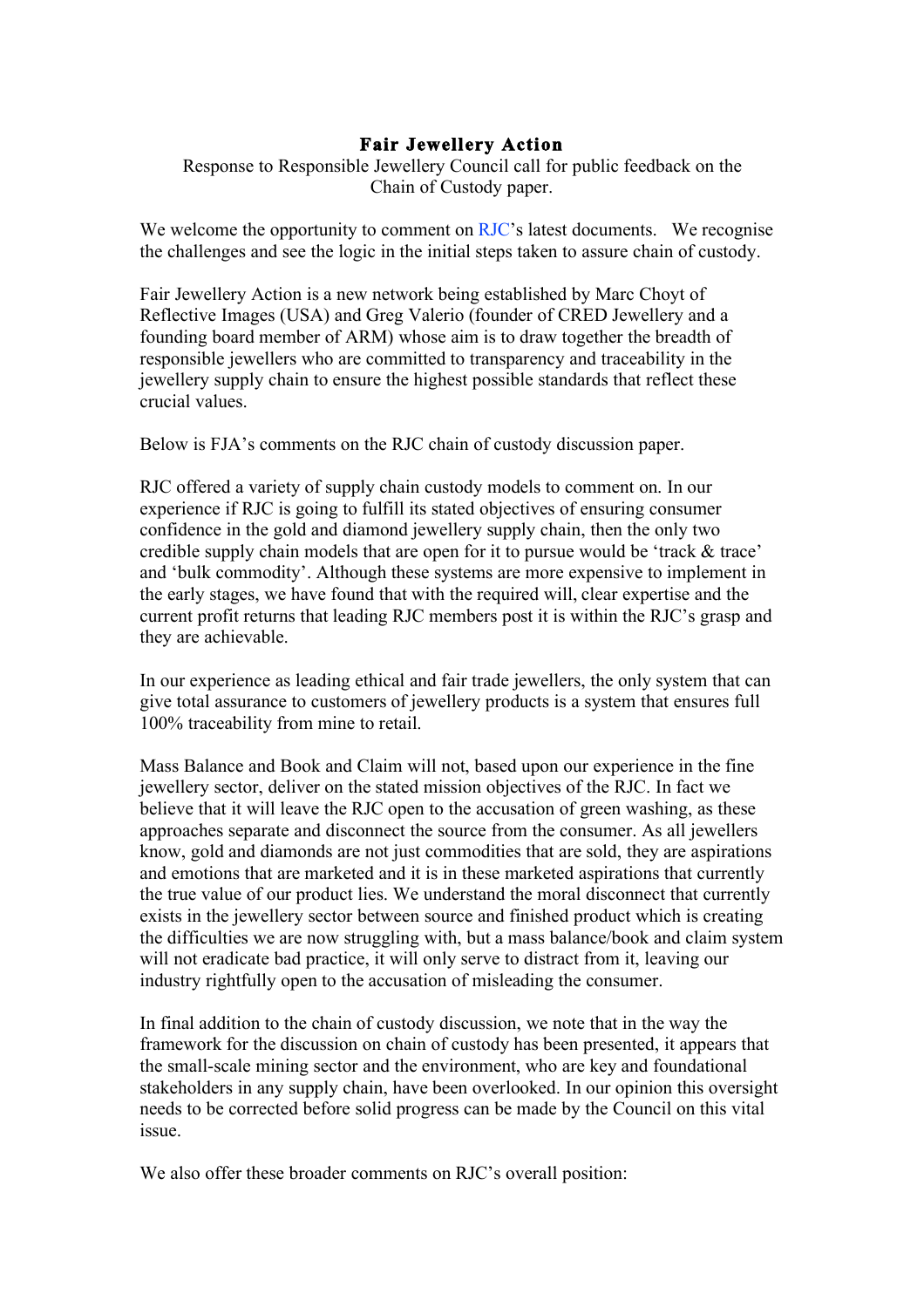# Fair Jewellery Action

Response to Responsible Jewellery Council call for public feedback on the Chain of Custody paper.

We welcome the opportunity to comment on RJC's latest documents. We recognise the challenges and see the logic in the initial steps taken to assure chain of custody.

Fair Jewellery Action is a new network being established by Marc Choyt of Reflective Images (USA) and Greg Valerio (founder of CRED Jewellery and a founding board member of ARM) whose aim is to draw together the breadth of responsible jewellers who are committed to transparency and traceability in the jewellery supply chain to ensure the highest possible standards that reflect these crucial values.

Below is FJA's comments on the RJC chain of custody discussion paper.

RJC offered a variety of supply chain custody models to comment on. In our experience if RJC is going to fulfill its stated objectives of ensuring consumer confidence in the gold and diamond jewellery supply chain, then the only two credible supply chain models that are open for it to pursue would be 'track & trace' and 'bulk commodity'. Although these systems are more expensive to implement in the early stages, we have found that with the required will, clear expertise and the current profit returns that leading RJC members post it is within the RJC's grasp and they are achievable.

In our experience as leading ethical and fair trade jewellers, the only system that can give total assurance to customers of jewellery products is a system that ensures full 100% traceability from mine to retail.

Mass Balance and Book and Claim will not, based upon our experience in the fine jewellery sector, deliver on the stated mission objectives of the RJC. In fact we believe that it will leave the RJC open to the accusation of green washing, as these approaches separate and disconnect the source from the consumer. As all jewellers know, gold and diamonds are not just commodities that are sold, they are aspirations and emotions that are marketed and it is in these marketed aspirations that currently the true value of our product lies. We understand the moral disconnect that currently exists in the jewellery sector between source and finished product which is creating the difficulties we are now struggling with, but a mass balance/book and claim system will not eradicate bad practice, it will only serve to distract from it, leaving our industry rightfully open to the accusation of misleading the consumer.

In final addition to the chain of custody discussion, we note that in the way the framework for the discussion on chain of custody has been presented, it appears that the small-scale mining sector and the environment, who are key and foundational stakeholders in any supply chain, have been overlooked. In our opinion this oversight needs to be corrected before solid progress can be made by the Council on this vital issue.

We also offer these broader comments on RJC's overall position: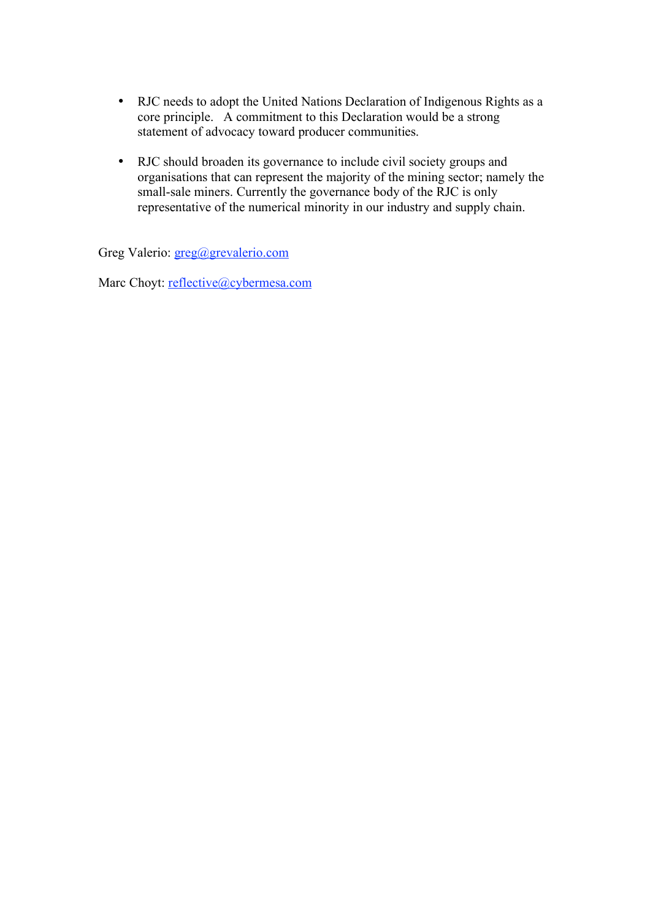- RJC needs to adopt the United Nations Declaration of Indigenous Rights as a core principle. A commitment to this Declaration would be a strong statement of advocacy toward producer communities.

- RJC should broaden its governance to include civil society groups and organisations that can represent the majority of the mining sector; namely the small-sale miners. Currently the governance body of the RJC is only representative of the numerical minority in our industry and supply chain.

Greg Valerio: greg@grevalerio.com

Marc Choyt: reflective@cybermesa.com